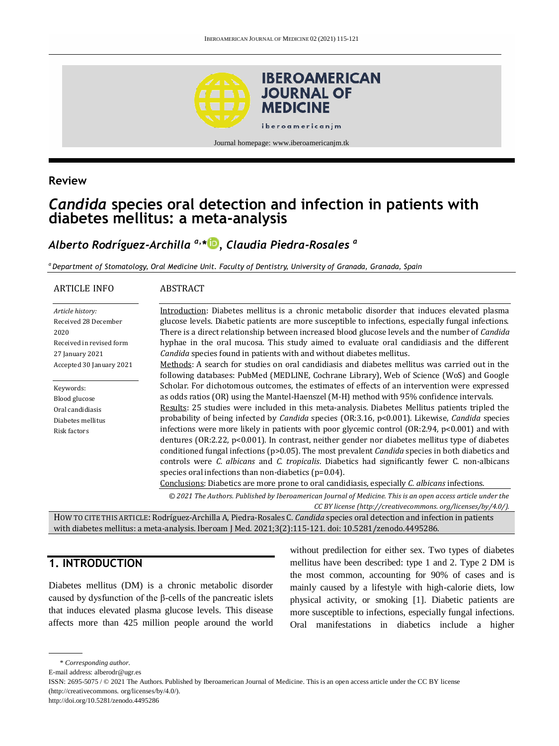## Review

# *Candida* species oral detection and infection in patients with diabetes mellitus: a meta-analysis

***Alberto Rodríguez-Archilla*** [a,*], ***Claudia Piedra-Rosales*** [a]

[a] *Department of Stomatology, Oral Medicine Unit. Faculty of Dentistry, University of Granada, Granada, Spain*

ARTICLE INFO

*Article history:*
Received 28 December 2020
Received in revised form 27 January 2021
Accepted 30 January 2021

Keywords:
Blood glucose
Oral candidiasis
Diabetes mellitus
Risk factors

ABSTRACT

Introduction: Diabetes mellitus is a chronic metabolic disorder that induces elevated plasma glucose levels. Diabetic patients are more susceptible to infections, especially fungal infections. There is a direct relationship between increased blood glucose levels and the number of *Candida* hyphae in the oral mucosa. This study aimed to evaluate oral candidiasis and the different *Candida* species found in patients with and without diabetes mellitus.

Methods: A search for studies on oral candidiasis and diabetes mellitus was carried out in the following databases: PubMed (MEDLINE, Cochrane Library), Web of Science (WoS) and Google Scholar. For dichotomous outcomes, the estimates of effects of an intervention were expressed as odds ratios (OR) using the Mantel-Haenszel (M-H) method with 95% confidence intervals.

Results: 25 studies were included in this meta-analysis. Diabetes Mellitus patients tripled the probability of being infected by *Candida* species (OR:3.16, $p<0.001$). Likewise, *Candida* species infections were more likely in patients with poor glycemic control (OR:2.94, $p<0.001$) and with dentures (OR:2.22, $p<0.001$). In contrast, neither gender nor diabetes mellitus type of diabetes conditioned fungal infections ($p>0.05$). The most prevalent *Candida* species in both diabetics and controls were *C. albicans* and *C. tropicalis*. Diabetics had significantly fewer C. non-albicans species oral infections than non-diabetics ($p=0.04$).

Conclusions: Diabetics are more prone to oral candidiasis, especially *C. albicans* infections.

*© 2021 The Authors. Published by Iberoamerican Journal of Medicine. This is an open access article under the CC BY license (http://creativecommons. org/licenses/by/4.0/).*

HOW TO CITE THIS ARTICLE: Rodríguez-Archilla A, Piedra-Rosales C. *Candida* species oral detection and infection in patients with diabetes mellitus: a meta-analysis. Iberoam J Med. 2021;3(2):115-121. doi: 10.5281/zenodo.4495286.

## 1. INTRODUCTION

Diabetes mellitus (DM) is a chronic metabolic disorder caused by dysfunction of the β-cells of the pancreatic islets that induces elevated plasma glucose levels. This disease affects more than 425 million people around the world without predilection for either sex. Two types of diabetes mellitus have been described: type 1 and 2. Type 2 DM is the most common, accounting for 90% of cases and is mainly caused by a lifestyle with high-calorie diets, low physical activity, or smoking [1]. Diabetic patients are more susceptible to infections, especially fungal infections. Oral manifestations in diabetics include a higher

\* *Corresponding author.*
E-mail address: alberodr@ugr.es
ISSN: 2695-5075 / © 2021 The Authors. Published by Iberoamerican Journal of Medicine. This is an open access article under the CC BY license (http://creativecommons. org/licenses/by/4.0/).
http://doi.org/10.5281/zenodo.4495286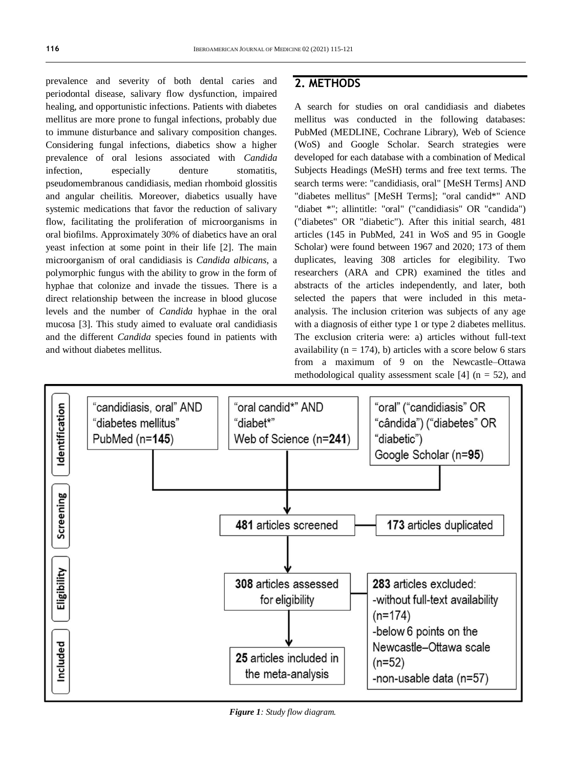prevalence and severity of both dental caries and periodontal disease, salivary flow dysfunction, impaired healing, and opportunistic infections. Patients with diabetes mellitus are more prone to fungal infections, probably due to immune disturbance and salivary composition changes. Considering fungal infections, diabetics show a higher prevalence of oral lesions associated with *Candida* infection, especially denture stomatitis, pseudomembranous candidiasis, median rhomboid glossitis and angular cheilitis. Moreover, diabetics usually have systemic medications that favor the reduction of salivary flow, facilitating the proliferation of microorganisms in oral biofilms. Approximately 30% of diabetics have an oral yeast infection at some point in their life [2]. The main microorganism of oral candidiasis is *Candida albicans*, a polymorphic fungus with the ability to grow in the form of hyphae that colonize and invade the tissues. There is a direct relationship between the increase in blood glucose levels and the number of *Candida* hyphae in the oral mucosa [3]. This study aimed to evaluate oral candidiasis and the different *Candida* species found in patients with and without diabetes mellitus.

## 2. METHODS

A search for studies on oral candidiasis and diabetes mellitus was conducted in the following databases: PubMed (MEDLINE, Cochrane Library), Web of Science (WoS) and Google Scholar. Search strategies were developed for each database with a combination of Medical Subjects Headings (MeSH) terms and free text terms. The search terms were: "candidiasis, oral" [MeSH Terms] AND "diabetes mellitus" [MeSH Terms]; "oral candid*" AND "diabet *"; allintitle: "oral" ("candidiasis" OR "candida") ("diabetes" OR "diabetic"). After this initial search, 481 articles (145 in PubMed, 241 in WoS and 95 in Google Scholar) were found between 1967 and 2020; 173 of them duplicates, leaving 308 articles for elegibility. Two researchers (ARA and CPR) examined the titles and abstracts of the articles independently, and later, both selected the papers that were included in this meta-analysis. The inclusion criterion was subjects of any age with a diagnosis of either type 1 or type 2 diabetes mellitus. The exclusion criteria were: a) articles without full-text availability (n = 174), b) articles with a score below 6 stars from a maximum of 9 on the Newcastle–Ottawa methodological quality assessment scale [4] (n = 52), and

**Identification**
- "candidiasis, oral" AND "diabetes mellitus" PubMed (n=**145**)
- "oral candid*" AND "diabet*" Web of Science (n=**241**)
- "oral" ("candidiasis" OR "cândida") ("diabetes" OR "diabetic") Google Scholar (n=**95**)

**Screening**
- **481** articles screened
- **173** articles duplicated

**Eligibility**
- **308** articles assessed for eligibility
- **283** articles excluded:
  - without full-text availability (n=174)
  - below 6 points on the Newcastle–Ottawa scale (n=52)
  - non-usable data (n=57)

**Included**
- **25** articles included in the meta-analysis

*Figure 1: Study flow diagram.*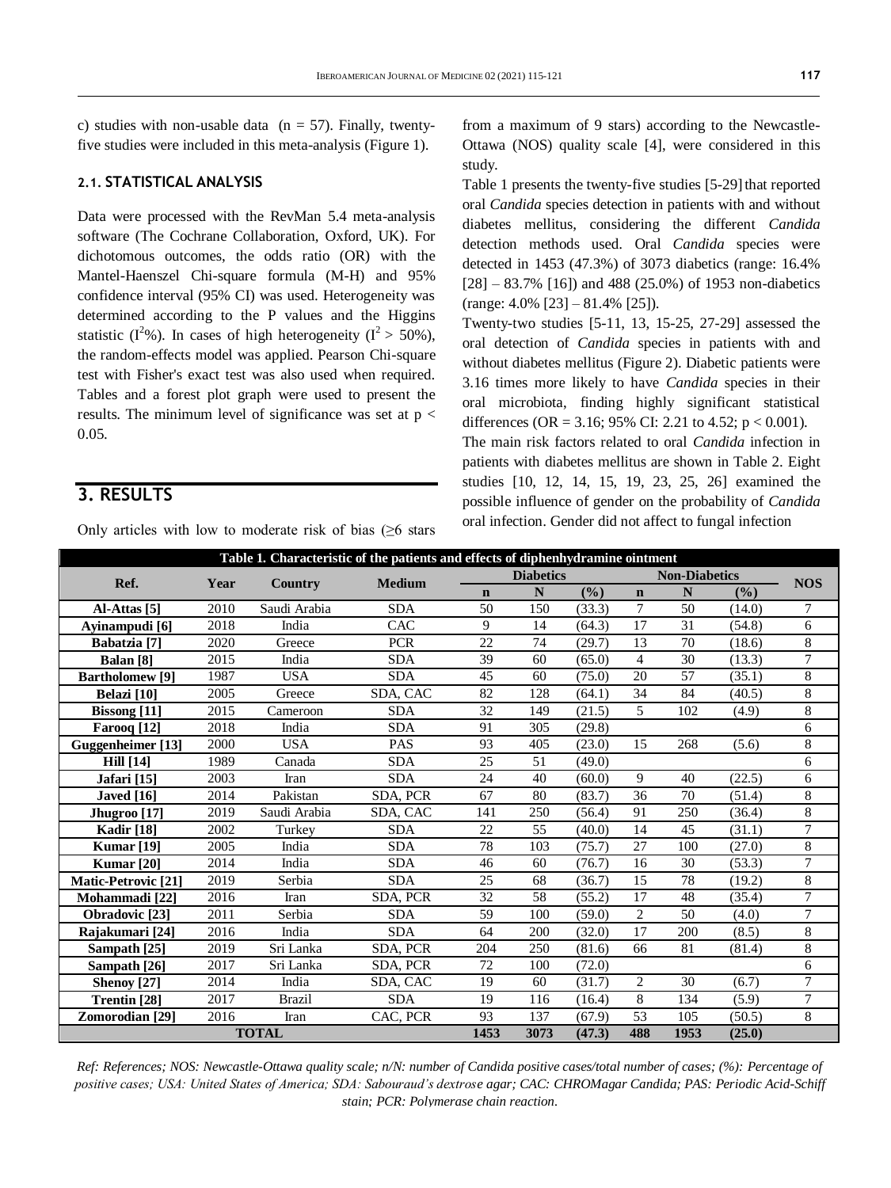c) studies with non-usable data (n = 57). Finally, twenty-five studies were included in this meta-analysis (Figure 1).

### 2.1. STATISTICAL ANALYSIS

Data were processed with the RevMan 5.4 meta-analysis software (The Cochrane Collaboration, Oxford, UK). For dichotomous outcomes, the odds ratio (OR) with the Mantel-Haenszel Chi-square formula (M-H) and 95% confidence interval (95% CI) was used. Heterogeneity was determined according to the P values and the Higgins statistic ($I^2$%). In cases of high heterogeneity ($I^2 > 50\%$), the random-effects model was applied. Pearson Chi-square test with Fisher's exact test was also used when required. Tables and a forest plot graph were used to present the results. The minimum level of significance was set at $p < 0.05$.

## 3. RESULTS

Only articles with low to moderate risk of bias (≥6 stars from a maximum of 9 stars) according to the Newcastle-Ottawa (NOS) quality scale [4], were considered in this study.

Table 1 presents the twenty-five studies [5-29] that reported oral *Candida* species detection in patients with and without diabetes mellitus, considering the different *Candida* detection methods used. Oral *Candida* species were detected in 1453 (47.3%) of 3073 diabetics (range: 16.4% [28] – 83.7% [16]) and 488 (25.0%) of 1953 non-diabetics (range: 4.0% [23] – 81.4% [25]).

Twenty-two studies [5-11, 13, 15-25, 27-29] assessed the oral detection of *Candida* species in patients with and without diabetes mellitus (Figure 2). Diabetic patients were 3.16 times more likely to have *Candida* species in their oral microbiota, finding highly significant statistical differences (OR = 3.16; 95% CI: 2.21 to 4.52; $p < 0.001$).

The main risk factors related to oral *Candida* infection in patients with diabetes mellitus are shown in Table 2. Eight studies [10, 12, 14, 15, 19, 23, 25, 26] examined the possible influence of gender on the probability of *Candida* oral infection. Gender did not affect to fungal infection

**Table 1. Characteristic of the patients and effects of diphenhydramine ointment**

| Ref. | Year | Country | Medium | Diabetics | | | Non-Diabetics | | | NOS |
|---|---|---|---|---|---|---|---|---|---|---|
| | | | | n | N | (%) | n | N | (%) | |
| Al-Attas [5] | 2010 | Saudi Arabia | SDA | 50 | 150 | (33.3) | 7 | 50 | (14.0) | 7 |
| Ayinampudi [6] | 2018 | India | CAC | 9 | 14 | (64.3) | 17 | 31 | (54.8) | 6 |
| Babatzia [7] | 2020 | Greece | PCR | 22 | 74 | (29.7) | 13 | 70 | (18.6) | 8 |
| Balan [8] | 2015 | India | SDA | 39 | 60 | (65.0) | 4 | 30 | (13.3) | 7 |
| Bartholomew [9] | 1987 | USA | SDA | 45 | 60 | (75.0) | 20 | 57 | (35.1) | 8 |
| Belazi [10] | 2005 | Greece | SDA, CAC | 82 | 128 | (64.1) | 34 | 84 | (40.5) | 8 |
| Bissong [11] | 2015 | Cameroon | SDA | 32 | 149 | (21.5) | 5 | 102 | (4.9) | 8 |
| Farooq [12] | 2018 | India | SDA | 91 | 305 | (29.8) | | | | 6 |
| Guggenheimer [13] | 2000 | USA | PAS | 93 | 405 | (23.0) | 15 | 268 | (5.6) | 8 |
| Hill [14] | 1989 | Canada | SDA | 25 | 51 | (49.0) | | | | 6 |
| Jafari [15] | 2003 | Iran | SDA | 24 | 40 | (60.0) | 9 | 40 | (22.5) | 6 |
| Javed [16] | 2014 | Pakistan | SDA, PCR | 67 | 80 | (83.7) | 36 | 70 | (51.4) | 8 |
| Jhugroo [17] | 2019 | Saudi Arabia | SDA, CAC | 141 | 250 | (56.4) | 91 | 250 | (36.4) | 8 |
| Kadir [18] | 2002 | Turkey | SDA | 22 | 55 | (40.0) | 14 | 45 | (31.1) | 7 |
| Kumar [19] | 2005 | India | SDA | 78 | 103 | (75.7) | 27 | 100 | (27.0) | 8 |
| Kumar [20] | 2014 | India | SDA | 46 | 60 | (76.7) | 16 | 30 | (53.3) | 7 |
| Matic-Petrovic [21] | 2019 | Serbia | SDA | 25 | 68 | (36.7) | 15 | 78 | (19.2) | 8 |
| Mohammadi [22] | 2016 | Iran | SDA, PCR | 32 | 58 | (55.2) | 17 | 48 | (35.4) | 7 |
| Obradovic [23] | 2011 | Serbia | SDA | 59 | 100 | (59.0) | 2 | 50 | (4.0) | 7 |
| Rajakumari [24] | 2016 | India | SDA | 64 | 200 | (32.0) | 17 | 200 | (8.5) | 8 |
| Sampath [25] | 2019 | Sri Lanka | SDA, PCR | 204 | 250 | (81.6) | 66 | 81 | (81.4) | 8 |
| Sampath [26] | 2017 | Sri Lanka | SDA, PCR | 72 | 100 | (72.0) | | | | 6 |
| Shenoy [27] | 2014 | India | SDA, CAC | 19 | 60 | (31.7) | 2 | 30 | (6.7) | 7 |
| Trentin [28] | 2017 | Brazil | SDA | 19 | 116 | (16.4) | 8 | 134 | (5.9) | 7 |
| Zomorodian [29] | 2016 | Iran | CAC, PCR | 93 | 137 | (67.9) | 53 | 105 | (50.5) | 8 |
| **TOTAL** | | | | **1453** | **3073** | **(47.3)** | **488** | **1953** | **(25.0)** | |

*Ref: References; NOS: Newcastle-Ottawa quality scale; n/N: number of Candida positive cases/total number of cases; (%): Percentage of positive cases; USA: United States of America; SDA: Sabouraud's dextrose agar; CAC: CHROMagar Candida; PAS: Periodic Acid-Schiff stain; PCR: Polymerase chain reaction.*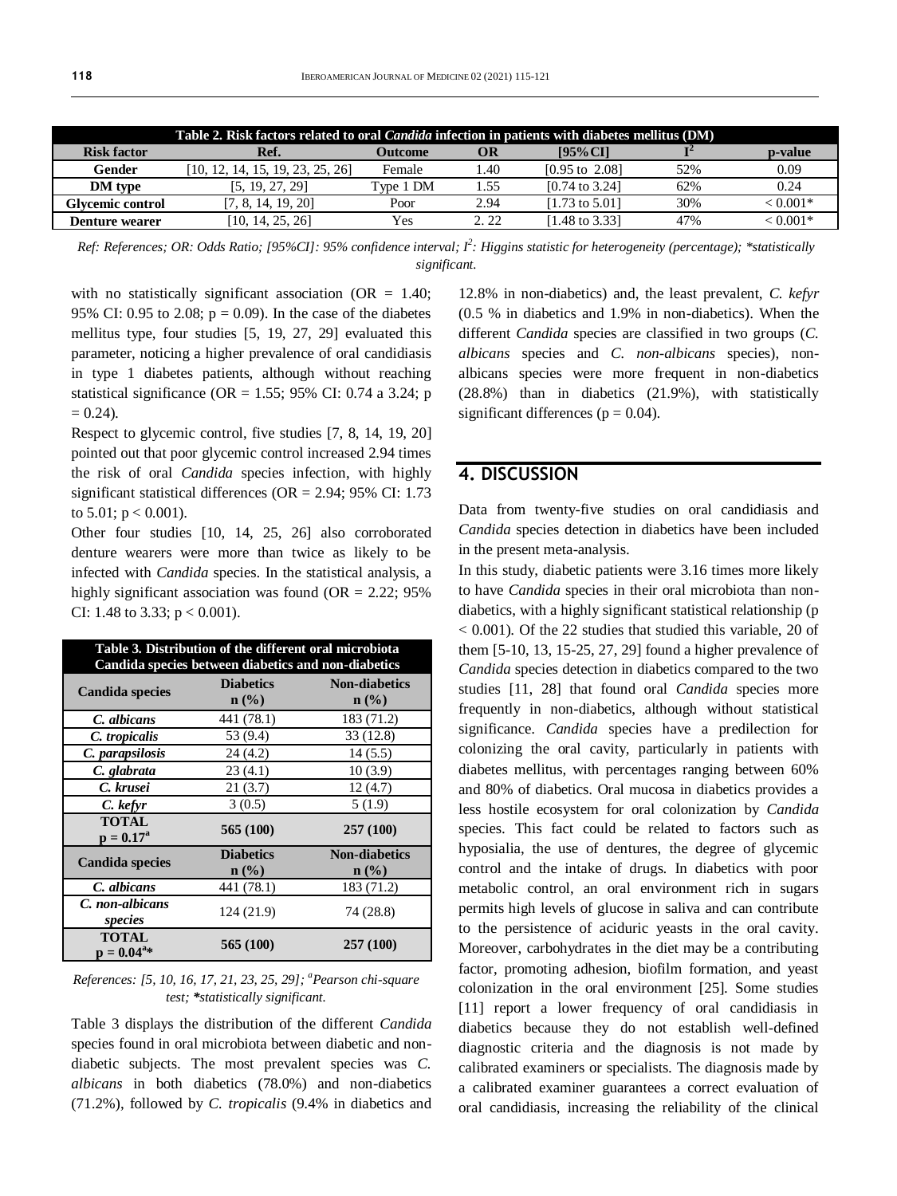| Table 2. Risk factors related to oral *Candida* infection in patients with diabetes mellitus (DM) | | | | | | |
|---|---|---|---|---|---|---|
| **Risk factor** | **Ref.** | **Outcome** | **OR** | **[95%CI]** | $I^2$ | **p-value** |
| **Gender** | [10, 12, 14, 15, 19, 23, 25, 26] | Female | 1.40 | [0.95 to 2.08] | 52% | 0.09 |
| **DM type** | [5, 19, 27, 29] | Type 1 DM | 1.55 | [0.74 to 3.24] | 62% | 0.24 |
| **Glycemic control** | [7, 8, 14, 19, 20] | Poor | 2.94 | [1.73 to 5.01] | 30% | < 0.001* |
| **Denture wearer** | [10, 14, 25, 26] | Yes | 2. 22 | [1.48 to 3.33] | 47% | < 0.001* |

*Ref: References; OR: Odds Ratio; [95%CI]: 95% confidence interval; $I^2$: Higgins statistic for heterogeneity (percentage); \*statistically significant.*

with no statistically significant association (OR = 1.40; 95% CI: 0.95 to 2.08; p = 0.09). In the case of the diabetes mellitus type, four studies [5, 19, 27, 29] evaluated this parameter, noticing a higher prevalence of oral candidiasis in type 1 diabetes patients, although without reaching statistical significance (OR = 1.55; 95% CI: 0.74 a 3.24; p = 0.24).

Respect to glycemic control, five studies [7, 8, 14, 19, 20] pointed out that poor glycemic control increased 2.94 times the risk of oral *Candida* species infection, with highly significant statistical differences (OR = 2.94; 95% CI: 1.73 to 5.01; p < 0.001).

Other four studies [10, 14, 25, 26] also corroborated denture wearers were more than twice as likely to be infected with *Candida* species. In the statistical analysis, a highly significant association was found (OR = 2.22; 95% CI: 1.48 to 3.33; p < 0.001).

| Table 3. Distribution of the different oral microbiota Candida species between diabetics and non-diabetics | | |
|---|---|---|
| **Candida species** | **Diabetics n (%)** | **Non-diabetics n (%)** |
| ***C. albicans*** | 441 (78.1) | 183 (71.2) |
| ***C. tropicalis*** | 53 (9.4) | 33 (12.8) |
| ***C. parapsilosis*** | 24 (4.2) | 14 (5.5) |
| ***C. glabrata*** | 23 (4.1) | 10 (3.9) |
| ***C. krusei*** | 21 (3.7) | 12 (4.7) |
| ***C. kefyr*** | 3 (0.5) | 5 (1.9) |
| **TOTAL p = 0.17[a]** | **565 (100)** | **257 (100)** |
| **Candida species** | **Diabetics n (%)** | **Non-diabetics n (%)** |
| ***C. albicans*** | 441 (78.1) | 183 (71.2) |
| ***C. non-albicans species*** | 124 (21.9) | 74 (28.8) |
| **TOTAL p = 0.04[a]\*** | **565 (100)** | **257 (100)** |

*References: [5, 10, 16, 17, 21, 23, 25, 29]; [a]Pearson chi-square test; \*statistically significant.*

Table 3 displays the distribution of the different *Candida* species found in oral microbiota between diabetic and non-diabetic subjects. The most prevalent species was *C. albicans* in both diabetics (78.0%) and non-diabetics (71.2%), followed by *C. tropicalis* (9.4% in diabetics and 12.8% in non-diabetics) and, the least prevalent, *C. kefyr* (0.5 % in diabetics and 1.9% in non-diabetics). When the different *Candida* species are classified in two groups (*C. albicans* species and *C. non-albicans* species), non-albicans species were more frequent in non-diabetics (28.8%) than in diabetics (21.9%), with statistically significant differences (p = 0.04).

## 4. DISCUSSION

Data from twenty-five studies on oral candidiasis and *Candida* species detection in diabetics have been included in the present meta-analysis.

In this study, diabetic patients were 3.16 times more likely to have *Candida* species in their oral microbiota than non-diabetics, with a highly significant statistical relationship (p < 0.001). Of the 22 studies that studied this variable, 20 of them [5-10, 13, 15-25, 27, 29] found a higher prevalence of *Candida* species detection in diabetics compared to the two studies [11, 28] that found oral *Candida* species more frequently in non-diabetics, although without statistical significance. *Candida* species have a predilection for colonizing the oral cavity, particularly in patients with diabetes mellitus, with percentages ranging between 60% and 80% of diabetics. Oral mucosa in diabetics provides a less hostile ecosystem for oral colonization by *Candida* species. This fact could be related to factors such as hyposialia, the use of dentures, the degree of glycemic control and the intake of drugs. In diabetics with poor metabolic control, an oral environment rich in sugars permits high levels of glucose in saliva and can contribute to the persistence of aciduric yeasts in the oral cavity. Moreover, carbohydrates in the diet may be a contributing factor, promoting adhesion, biofilm formation, and yeast colonization in the oral environment [25]. Some studies [11] report a lower frequency of oral candidiasis in diabetics because they do not establish well-defined diagnostic criteria and the diagnosis is not made by calibrated examiners or specialists. The diagnosis made by a calibrated examiner guarantees a correct evaluation of oral candidiasis, increasing the reliability of the clinical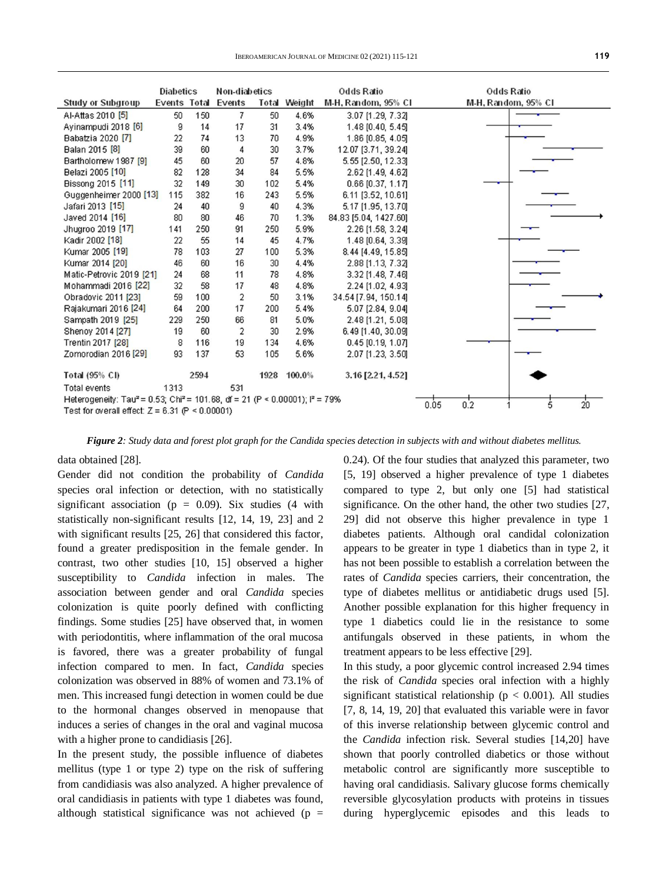| Study or Subgroup | Diabetics Events | Diabetics Total | Non-diabetics Events | Non-diabetics Total | Weight | Odds Ratio M-H, Random, 95% CI |
|---|---|---|---|---|---|---|
| Al-Attas 2010 [5] | 50 | 150 | 7 | 50 | 4.6% | 3.07 [1.29, 7.32] |
| Ayinampudi 2018 [6] | 9 | 14 | 17 | 31 | 3.4% | 1.48 [0.40, 5.45] |
| Babatzia 2020 [7] | 22 | 74 | 13 | 70 | 4.9% | 1.86 [0.85, 4.05] |
| Balan 2015 [8] | 39 | 60 | 4 | 30 | 3.7% | 12.07 [3.71, 39.24] |
| Bartholomew 1987 [9] | 45 | 60 | 20 | 57 | 4.8% | 5.55 [2.50, 12.33] |
| Belazi 2005 [10] | 82 | 128 | 34 | 84 | 5.5% | 2.62 [1.49, 4.62] |
| Bissong 2015 [11] | 32 | 149 | 30 | 102 | 5.4% | 0.66 [0.37, 1.17] |
| Guggenheimer 2000 [13] | 115 | 382 | 16 | 243 | 5.5% | 6.11 [3.52, 10.61] |
| Jafari 2013 [15] | 24 | 40 | 9 | 40 | 4.3% | 5.17 [1.95, 13.70] |
| Javed 2014 [16] | 80 | 80 | 46 | 70 | 1.3% | 84.83 [5.04, 1427.60] |
| Jhugroo 2019 [17] | 141 | 250 | 91 | 250 | 5.9% | 2.26 [1.58, 3.24] |
| Kadir 2002 [18] | 22 | 55 | 14 | 45 | 4.7% | 1.48 [0.64, 3.39] |
| Kumar 2005 [19] | 78 | 103 | 27 | 100 | 5.3% | 8.44 [4.49, 15.85] |
| Kumar 2014 [20] | 46 | 60 | 16 | 30 | 4.4% | 2.88 [1.13, 7.32] |
| Matic-Petrovic 2019 [21] | 24 | 68 | 11 | 78 | 4.8% | 3.32 [1.48, 7.46] |
| Mohammadi 2016 [22] | 32 | 58 | 17 | 48 | 4.8% | 2.24 [1.02, 4.93] |
| Obradovic 2011 [23] | 59 | 100 | 2 | 50 | 3.1% | 34.54 [7.94, 150.14] |
| Rajakumari 2016 [24] | 64 | 200 | 17 | 200 | 5.4% | 5.07 [2.84, 9.04] |
| Sampath 2019 [25] | 229 | 250 | 66 | 81 | 5.0% | 2.48 [1.21, 5.08] |
| Shenoy 2014 [27] | 19 | 60 | 2 | 30 | 2.9% | 6.49 [1.40, 30.09] |
| Trentin 2017 [28] | 8 | 116 | 19 | 134 | 4.6% | 0.45 [0.19, 1.07] |
| Zomorodian 2016 [29] | 93 | 137 | 53 | 105 | 5.6% | 2.07 [1.23, 3.50] |
| **Total (95% CI)** | | **2594** | | **1928** | **100.0%** | **3.16 [2.21, 4.52]** |
| Total events | 1313 | | 531 | | | |

Heterogeneity: $Tau^2 = 0.53$; $Chi^2 = 101.68$, $df = 21$ ($P < 0.00001$); $I^2 = 79\%$
Test for overall effect: $Z = 6.31$ ($P < 0.00001$)

*Figure 2: Study data and forest plot graph for the Candida species detection in subjects with and without diabetes mellitus.*

data obtained [28].

Gender did not condition the probability of *Candida* species oral infection or detection, with no statistically significant association ($p = 0.09$). Six studies (4 with statistically non-significant results [12, 14, 19, 23] and 2 with significant results [25, 26] that considered this factor, found a greater predisposition in the female gender. In contrast, two other studies [10, 15] observed a higher susceptibility to *Candida* infection in males. The association between gender and oral *Candida* species colonization is quite poorly defined with conflicting findings. Some studies [25] have observed that, in women with periodontitis, where inflammation of the oral mucosa is favored, there was a greater probability of fungal infection compared to men. In fact, *Candida* species colonization was observed in 88% of women and 73.1% of men. This increased fungi detection in women could be due to the hormonal changes observed in menopause that induces a series of changes in the oral and vaginal mucosa with a higher prone to candidiasis [26].

In the present study, the possible influence of diabetes mellitus (type 1 or type 2) type on the risk of suffering from candidiasis was also analyzed. A higher prevalence of oral candidiasis in patients with type 1 diabetes was found, although statistical significance was not achieved ($p = 0.24$). Of the four studies that analyzed this parameter, two [5, 19] observed a higher prevalence of type 1 diabetes compared to type 2, but only one [5] had statistical significance. On the other hand, the other two studies [27, 29] did not observe this higher prevalence in type 1 diabetes patients. Although oral candidal colonization appears to be greater in type 1 diabetics than in type 2, it has not been possible to establish a correlation between the rates of *Candida* species carriers, their concentration, the type of diabetes mellitus or antidiabetic drugs used [5]. Another possible explanation for this higher frequency in type 1 diabetics could lie in the resistance to some antifungals observed in these patients, in whom the treatment appears to be less effective [29].

In this study, a poor glycemic control increased 2.94 times the risk of *Candida* species oral infection with a highly significant statistical relationship ($p < 0.001$). All studies [7, 8, 14, 19, 20] that evaluated this variable were in favor of this inverse relationship between glycemic control and the *Candida* infection risk. Several studies [14,20] have shown that poorly controlled diabetics or those without metabolic control are significantly more susceptible to having oral candidiasis. Salivary glucose forms chemically reversible glycosylation products with proteins in tissues during hyperglycemic episodes and this leads to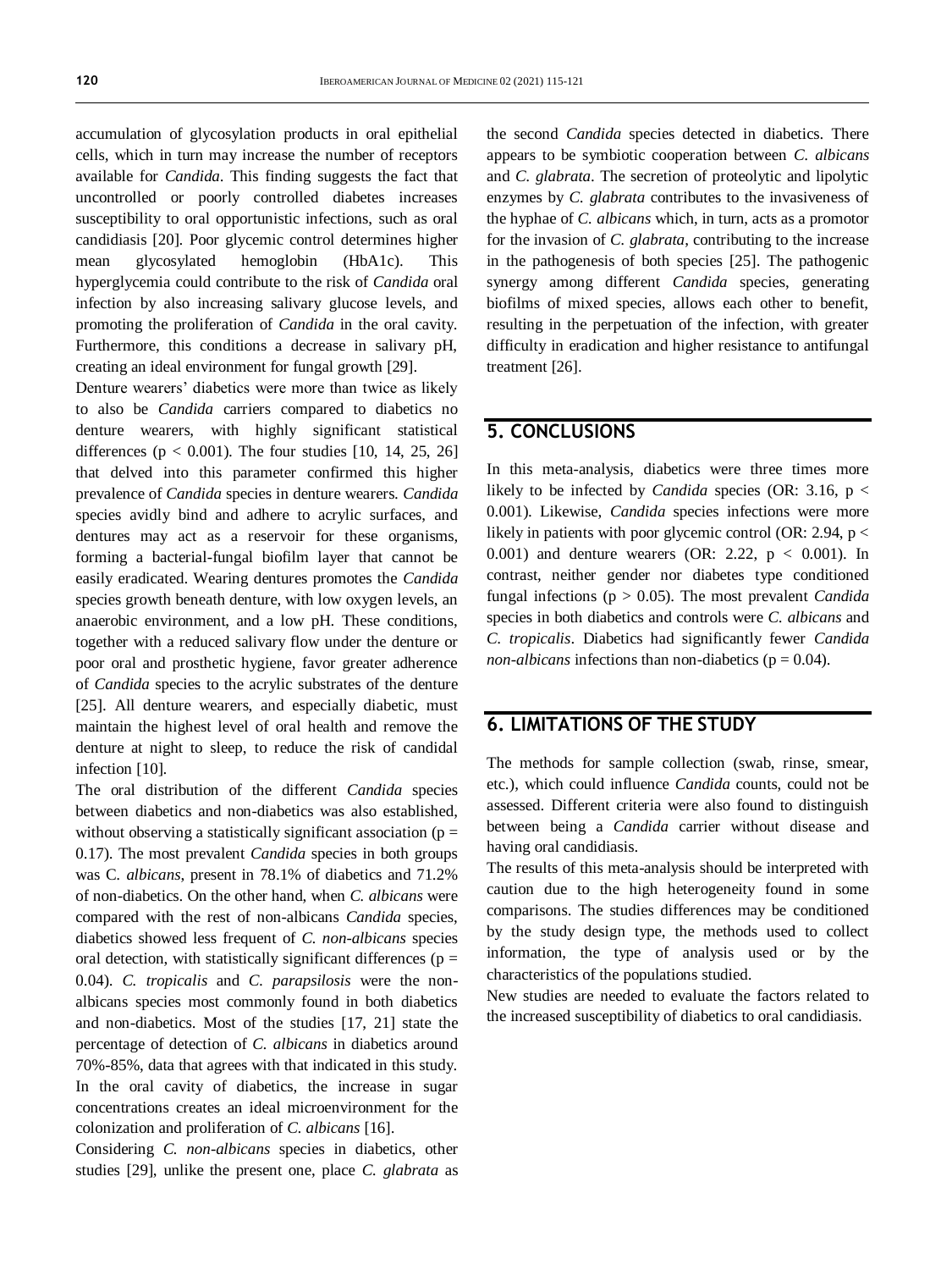accumulation of glycosylation products in oral epithelial cells, which in turn may increase the number of receptors available for *Candida*. This finding suggests the fact that uncontrolled or poorly controlled diabetes increases susceptibility to oral opportunistic infections, such as oral candidiasis [20]. Poor glycemic control determines higher mean glycosylated hemoglobin (HbA1c). This hyperglycemia could contribute to the risk of *Candida* oral infection by also increasing salivary glucose levels, and promoting the proliferation of *Candida* in the oral cavity. Furthermore, this conditions a decrease in salivary pH, creating an ideal environment for fungal growth [29].

Denture wearers' diabetics were more than twice as likely to also be *Candida* carriers compared to diabetics no denture wearers, with highly significant statistical differences ($p < 0.001$). The four studies [10, 14, 25, 26] that delved into this parameter confirmed this higher prevalence of *Candida* species in denture wearers. *Candida* species avidly bind and adhere to acrylic surfaces, and dentures may act as a reservoir for these organisms, forming a bacterial-fungal biofilm layer that cannot be easily eradicated. Wearing dentures promotes the *Candida* species growth beneath denture, with low oxygen levels, an anaerobic environment, and a low pH. These conditions, together with a reduced salivary flow under the denture or poor oral and prosthetic hygiene, favor greater adherence of *Candida* species to the acrylic substrates of the denture [25]. All denture wearers, and especially diabetic, must maintain the highest level of oral health and remove the denture at night to sleep, to reduce the risk of candidal infection [10].

The oral distribution of the different *Candida* species between diabetics and non-diabetics was also established, without observing a statistically significant association ($p = 0.17$). The most prevalent *Candida* species in both groups was C. *albicans*, present in 78.1% of diabetics and 71.2% of non-diabetics. On the other hand, when *C. albicans* were compared with the rest of non-albicans *Candida* species, diabetics showed less frequent of *C. non-albicans* species oral detection, with statistically significant differences ($p = 0.04$). *C. tropicalis* and *C. parapsilosis* were the non-albicans species most commonly found in both diabetics and non-diabetics. Most of the studies [17, 21] state the percentage of detection of *C. albicans* in diabetics around 70%-85%, data that agrees with that indicated in this study. In the oral cavity of diabetics, the increase in sugar concentrations creates an ideal microenvironment for the colonization and proliferation of *C. albicans* [16].

Considering *C. non-albicans* species in diabetics, other studies [29], unlike the present one, place *C. glabrata* as the second *Candida* species detected in diabetics. There appears to be symbiotic cooperation between *C. albicans* and *C. glabrata*. The secretion of proteolytic and lipolytic enzymes by *C. glabrata* contributes to the invasiveness of the hyphae of *C. albicans* which, in turn, acts as a promotor for the invasion of *C. glabrata*, contributing to the increase in the pathogenesis of both species [25]. The pathogenic synergy among different *Candida* species, generating biofilms of mixed species, allows each other to benefit, resulting in the perpetuation of the infection, with greater difficulty in eradication and higher resistance to antifungal treatment [26].

## 5. CONCLUSIONS

In this meta-analysis, diabetics were three times more likely to be infected by *Candida* species (OR: 3.16, $p < 0.001$). Likewise, *Candida* species infections were more likely in patients with poor glycemic control (OR: 2.94, $p < 0.001$) and denture wearers (OR: 2.22, $p < 0.001$). In contrast, neither gender nor diabetes type conditioned fungal infections ($p > 0.05$). The most prevalent *Candida* species in both diabetics and controls were *C. albicans* and *C. tropicalis*. Diabetics had significantly fewer *Candida non-albicans* infections than non-diabetics ($p = 0.04$).

## 6. LIMITATIONS OF THE STUDY

The methods for sample collection (swab, rinse, smear, etc.), which could influence *Candida* counts, could not be assessed. Different criteria were also found to distinguish between being a *Candida* carrier without disease and having oral candidiasis.

The results of this meta-analysis should be interpreted with caution due to the high heterogeneity found in some comparisons. The studies differences may be conditioned by the study design type, the methods used to collect information, the type of analysis used or by the characteristics of the populations studied.

New studies are needed to evaluate the factors related to the increased susceptibility of diabetics to oral candidiasis.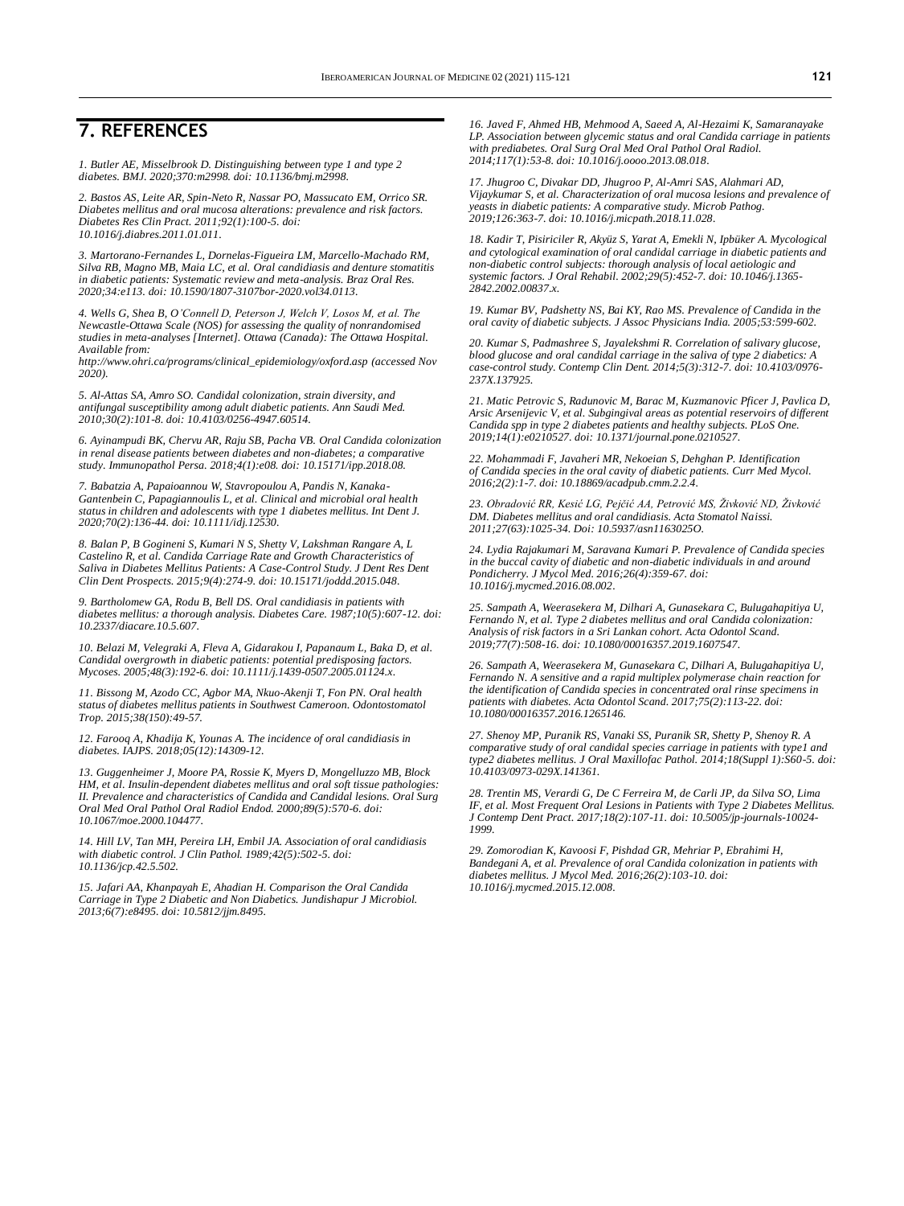## 7. REFERENCES

*1. Butler AE, Misselbrook D. Distinguishing between type 1 and type 2 diabetes. BMJ. 2020;370:m2998. doi: 10.1136/bmj.m2998.*

*2. Bastos AS, Leite AR, Spin-Neto R, Nassar PO, Massucato EM, Orrico SR. Diabetes mellitus and oral mucosa alterations: prevalence and risk factors. Diabetes Res Clin Pract. 2011;92(1):100-5. doi: 10.1016/j.diabres.2011.01.011.*

*3. Martorano-Fernandes L, Dornelas-Figueira LM, Marcello-Machado RM, Silva RB, Magno MB, Maia LC, et al. Oral candidiasis and denture stomatitis in diabetic patients: Systematic review and meta-analysis. Braz Oral Res. 2020;34:e113. doi: 10.1590/1807-3107bor-2020.vol34.0113.*

*4. Wells G, Shea B, O'Connell D, Peterson J, Welch V, Losos M, et al. The Newcastle-Ottawa Scale (NOS) for assessing the quality of nonrandomised studies in meta-analyses [Internet]. Ottawa (Canada): The Ottawa Hospital. Available from: http://www.ohri.ca/programs/clinical_epidemiology/oxford.asp (accessed Nov 2020).*

*5. Al-Attas SA, Amro SO. Candidal colonization, strain diversity, and antifungal susceptibility among adult diabetic patients. Ann Saudi Med. 2010;30(2):101-8. doi: 10.4103/0256-4947.60514.*

*6. Ayinampudi BK, Chervu AR, Raju SB, Pacha VB. Oral Candida colonization in renal disease patients between diabetes and non-diabetes; a comparative study. Immunopathol Persa. 2018;4(1):e08. doi: 10.15171/ipp.2018.08.*

*7. Babatzia A, Papaioannou W, Stavropoulou A, Pandis N, Kanaka-Gantenbein C, Papagiannoulis L, et al. Clinical and microbial oral health status in children and adolescents with type 1 diabetes mellitus. Int Dent J. 2020;70(2):136-44. doi: 10.1111/idj.12530.*

*8. Balan P, B Gogineni S, Kumari N S, Shetty V, Lakshman Rangare A, L Castelino R, et al. Candida Carriage Rate and Growth Characteristics of Saliva in Diabetes Mellitus Patients: A Case-Control Study. J Dent Res Dent Clin Dent Prospects. 2015;9(4):274-9. doi: 10.15171/joddd.2015.048.*

*9. Bartholomew GA, Rodu B, Bell DS. Oral candidiasis in patients with diabetes mellitus: a thorough analysis. Diabetes Care. 1987;10(5):607-12. doi: 10.2337/diacare.10.5.607.*

*10. Belazi M, Velegraki A, Fleva A, Gidarakou I, Papanaum L, Baka D, et al. Candidal overgrowth in diabetic patients: potential predisposing factors. Mycoses. 2005;48(3):192-6. doi: 10.1111/j.1439-0507.2005.01124.x.*

*11. Bissong M, Azodo CC, Agbor MA, Nkuo-Akenji T, Fon PN. Oral health status of diabetes mellitus patients in Southwest Cameroon. Odontostomatol Trop. 2015;38(150):49-57.*

*12. Farooq A, Khadija K, Younas A. The incidence of oral candidiasis in diabetes. IAJPS. 2018;05(12):14309-12.*

*13. Guggenheimer J, Moore PA, Rossie K, Myers D, Mongelluzzo MB, Block HM, et al. Insulin-dependent diabetes mellitus and oral soft tissue pathologies: II. Prevalence and characteristics of Candida and Candidal lesions. Oral Surg Oral Med Oral Pathol Oral Radiol Endod. 2000;89(5):570-6. doi: 10.1067/moe.2000.104477.*

*14. Hill LV, Tan MH, Pereira LH, Embil JA. Association of oral candidiasis with diabetic control. J Clin Pathol. 1989;42(5):502-5. doi: 10.1136/jcp.42.5.502.*

*15. Jafari AA, Khanpayah E, Ahadian H. Comparison the Oral Candida Carriage in Type 2 Diabetic and Non Diabetics. Jundishapur J Microbiol. 2013;6(7):e8495. doi: 10.5812/jjm.8495.*

*16. Javed F, Ahmed HB, Mehmood A, Saeed A, Al-Hezaimi K, Samaranayake LP. Association between glycemic status and oral Candida carriage in patients with prediabetes. Oral Surg Oral Med Oral Pathol Oral Radiol. 2014;117(1):53-8. doi: 10.1016/j.oooo.2013.08.018.*

*17. Jhugroo C, Divakar DD, Jhugroo P, Al-Amri SAS, Alahmari AD, Vijaykumar S, et al. Characterization of oral mucosa lesions and prevalence of yeasts in diabetic patients: A comparative study. Microb Pathog. 2019;126:363-7. doi: 10.1016/j.micpath.2018.11.028.*

*18. Kadir T, Pisiriciler R, Akyüz S, Yarat A, Emekli N, Ipbüker A. Mycological and cytological examination of oral candidal carriage in diabetic patients and non-diabetic control subjects: thorough analysis of local aetiologic and systemic factors. J Oral Rehabil. 2002;29(5):452-7. doi: 10.1046/j.1365-2842.2002.00837.x.*

*19. Kumar BV, Padshetty NS, Bai KY, Rao MS. Prevalence of Candida in the oral cavity of diabetic subjects. J Assoc Physicians India. 2005;53:599-602.*

*20. Kumar S, Padmashree S, Jayalekshmi R. Correlation of salivary glucose, blood glucose and oral candidal carriage in the saliva of type 2 diabetics: A case-control study. Contemp Clin Dent. 2014;5(3):312-7. doi: 10.4103/0976-237X.137925.*

*21. Matic Petrovic S, Radunovic M, Barac M, Kuzmanovic Pficer J, Pavlica D, Arsic Arsenijevic V, et al. Subgingival areas as potential reservoirs of different Candida spp in type 2 diabetes patients and healthy subjects. PLoS One. 2019;14(1):e0210527. doi: 10.1371/journal.pone.0210527.*

*22. Mohammadi F, Javaheri MR, Nekoeian S, Dehghan P. Identification of Candida species in the oral cavity of diabetic patients. Curr Med Mycol. 2016;2(2):1-7. doi: 10.18869/acadpub.cmm.2.2.4.*

*23. Obradović RR, Kesić LG, Pejčić AA, Petrović MS, Živković ND, Živković DM. Diabetes mellitus and oral candidiasis. Acta Stomatol Naissi. 2011;27(63):1025-34. Doi: 10.5937/asn1163025O.*

*24. Lydia Rajakumari M, Saravana Kumari P. Prevalence of Candida species in the buccal cavity of diabetic and non-diabetic individuals in and around Pondicherry. J Mycol Med. 2016;26(4):359-67. doi: 10.1016/j.mycmed.2016.08.002.*

*25. Sampath A, Weerasekera M, Dilhari A, Gunasekara C, Bulugahapitiya U, Fernando N, et al. Type 2 diabetes mellitus and oral Candida colonization: Analysis of risk factors in a Sri Lankan cohort. Acta Odontol Scand. 2019;77(7):508-16. doi: 10.1080/00016357.2019.1607547.*

*26. Sampath A, Weerasekera M, Gunasekara C, Dilhari A, Bulugahapitiya U, Fernando N. A sensitive and a rapid multiplex polymerase chain reaction for the identification of Candida species in concentrated oral rinse specimens in patients with diabetes. Acta Odontol Scand. 2017;75(2):113-22. doi: 10.1080/00016357.2016.1265146.*

*27. Shenoy MP, Puranik RS, Vanaki SS, Puranik SR, Shetty P, Shenoy R. A comparative study of oral candidal species carriage in patients with type1 and type2 diabetes mellitus. J Oral Maxillofac Pathol. 2014;18(Suppl 1):S60-5. doi: 10.4103/0973-029X.141361.*

*28. Trentin MS, Verardi G, De C Ferreira M, de Carli JP, da Silva SO, Lima IF, et al. Most Frequent Oral Lesions in Patients with Type 2 Diabetes Mellitus. J Contemp Dent Pract. 2017;18(2):107-11. doi: 10.5005/jp-journals-10024-1999.*

*29. Zomorodian K, Kavoosi F, Pishdad GR, Mehriar P, Ebrahimi H, Bandegani A, et al. Prevalence of oral Candida colonization in patients with diabetes mellitus. J Mycol Med. 2016;26(2):103-10. doi: 10.1016/j.mycmed.2015.12.008.*